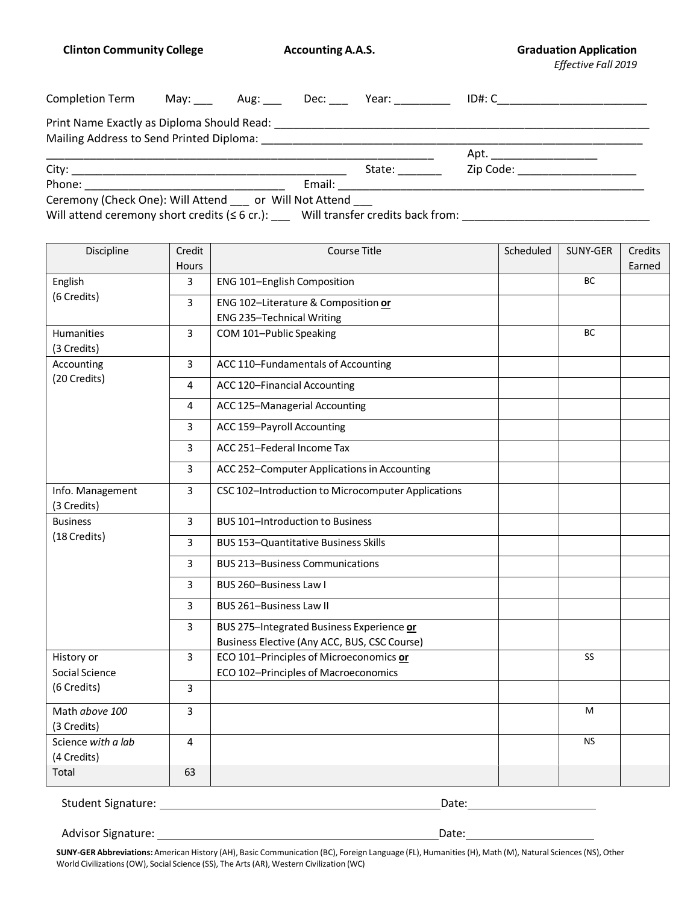**Clinton Community College** **Accounting A.A.S.** **Graduation Application**
*Effective Fall 2019*

Completion Term May: ___ Aug: ___ Dec: ___ Year: _________ ID#: C________________________

Print Name Exactly as Diploma Should Read: ____________________________________________________________

Mailing Address to Send Printed Diploma: ____________________________________________________________

______________________________________________________________ Apt. ________________

City: ____________________________________________ State: _______ Zip Code: ___________________

Phone: _________________________________ Email: __________________________________________________

Ceremony (Check One): Will Attend ___ or Will Not Attend ___

Will attend ceremony short credits (≤ 6 cr.): ___ Will transfer credits back from: ______________________________

| Discipline | Credit Hours | Course Title | Scheduled | SUNY-GER | Credits Earned |
|---|---|---|---|---|---|
| English (6 Credits) | 3 | ENG 101–English Composition | | BC | |
| | 3 | ENG 102–Literature & Composition **or** ENG 235–Technical Writing | | | |
| Humanities (3 Credits) | 3 | COM 101–Public Speaking | | BC | |
| Accounting (20 Credits) | 3 | ACC 110–Fundamentals of Accounting | | | |
| | 4 | ACC 120–Financial Accounting | | | |
| | 4 | ACC 125–Managerial Accounting | | | |
| | 3 | ACC 159–Payroll Accounting | | | |
| | 3 | ACC 251–Federal Income Tax | | | |
| | 3 | ACC 252–Computer Applications in Accounting | | | |
| Info. Management (3 Credits) | 3 | CSC 102–Introduction to Microcomputer Applications | | | |
| Business (18 Credits) | 3 | BUS 101–Introduction to Business | | | |
| | 3 | BUS 153–Quantitative Business Skills | | | |
| | 3 | BUS 213–Business Communications | | | |
| | 3 | BUS 260–Business Law I | | | |
| | 3 | BUS 261–Business Law II | | | |
| | 3 | BUS 275–Integrated Business Experience **or** Business Elective (Any ACC, BUS, CSC Course) | | | |
| History or Social Science (6 Credits) | 3 | ECO 101–Principles of Microeconomics **or** ECO 102–Principles of Macroeconomics | | SS | |
| | 3 | | | | |
| Math *above 100* (3 Credits) | 3 | | | M | |
| Science *with a lab* (4 Credits) | 4 | | | NS | |
| Total | 63 | | | | |

Student Signature: ______________________________________________ Date: ____________________

Advisor Signature: ______________________________________________ Date: ____________________

**SUNY-GER Abbreviations:** American History (AH), Basic Communication (BC), Foreign Language (FL), Humanities (H), Math (M), Natural Sciences (NS), Other World Civilizations (OW), Social Science (SS), The Arts (AR), Western Civilization (WC)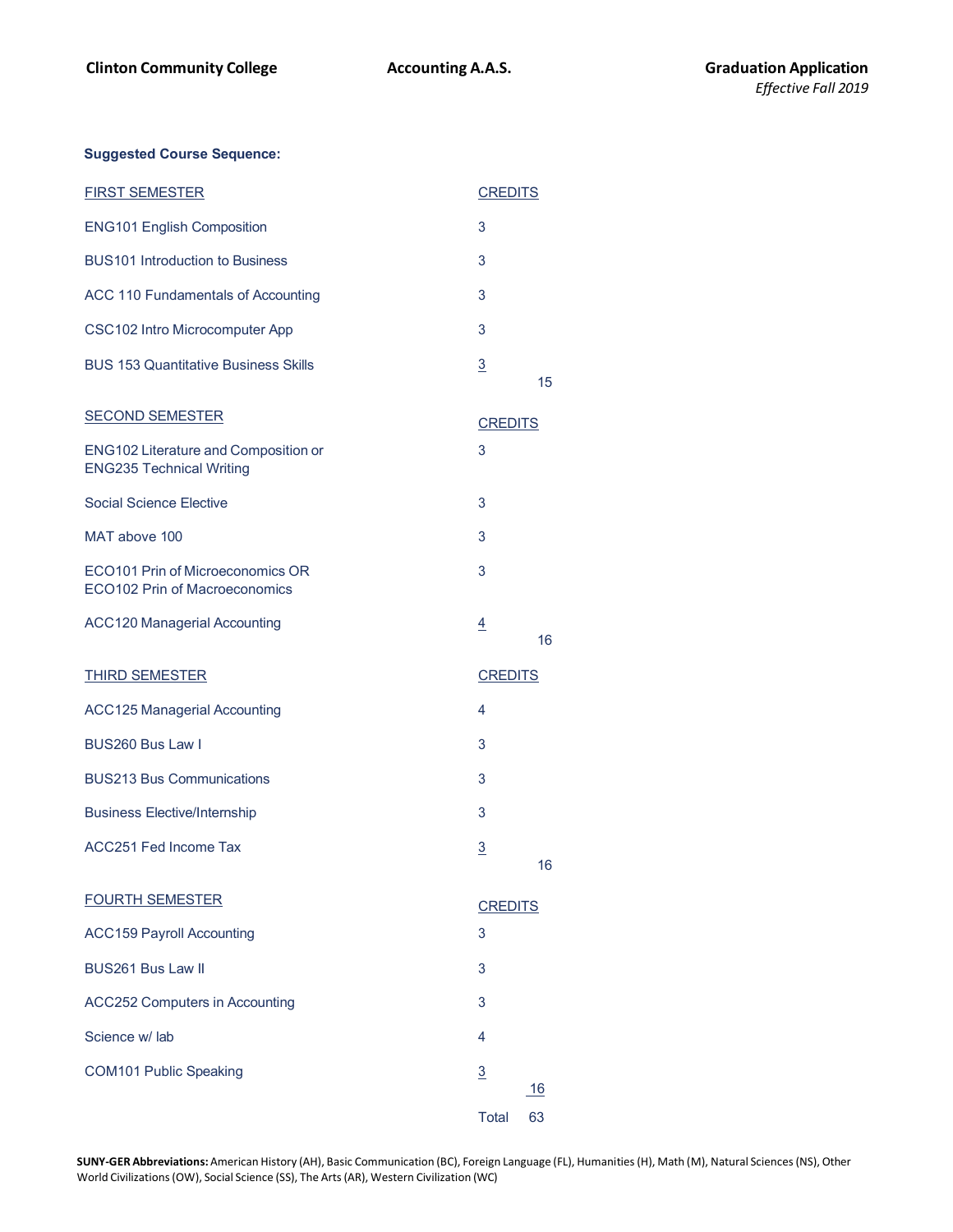**Suggested Course Sequence:**

| FIRST SEMESTER | CREDITS | |
|---|---|---|
| ENG101 English Composition | 3 | |
| BUS101 Introduction to Business | 3 | |
| ACC 110 Fundamentals of Accounting | 3 | |
| CSC102 Intro Microcomputer App | 3 | |
| BUS 153 Quantitative Business Skills | 3 | |
| | | 15 |

| SECOND SEMESTER | CREDITS | |
|---|---|---|
| ENG102 Literature and Composition or ENG235 Technical Writing | 3 | |
| Social Science Elective | 3 | |
| MAT above 100 | 3 | |
| ECO101 Prin of Microeconomics OR ECO102 Prin of Macroeconomics | 3 | |
| ACC120 Managerial Accounting | 4 | |
| | | 16 |

| THIRD SEMESTER | CREDITS | |
|---|---|---|
| ACC125 Managerial Accounting | 4 | |
| BUS260 Bus Law I | 3 | |
| BUS213 Bus Communications | 3 | |
| Business Elective/Internship | 3 | |
| ACC251 Fed Income Tax | 3 | |
| | | 16 |

| FOURTH SEMESTER | CREDITS | |
|---|---|---|
| ACC159 Payroll Accounting | 3 | |
| BUS261 Bus Law II | 3 | |
| ACC252 Computers in Accounting | 3 | |
| Science w/ lab | 4 | |
| COM101 Public Speaking | 3 | |
| | | 16 |
| | Total | 63 |

**SUNY-GER Abbreviations:** American History (AH), Basic Communication (BC), Foreign Language (FL), Humanities (H), Math (M), Natural Sciences (NS), Other World Civilizations (OW), Social Science (SS), The Arts (AR), Western Civilization (WC)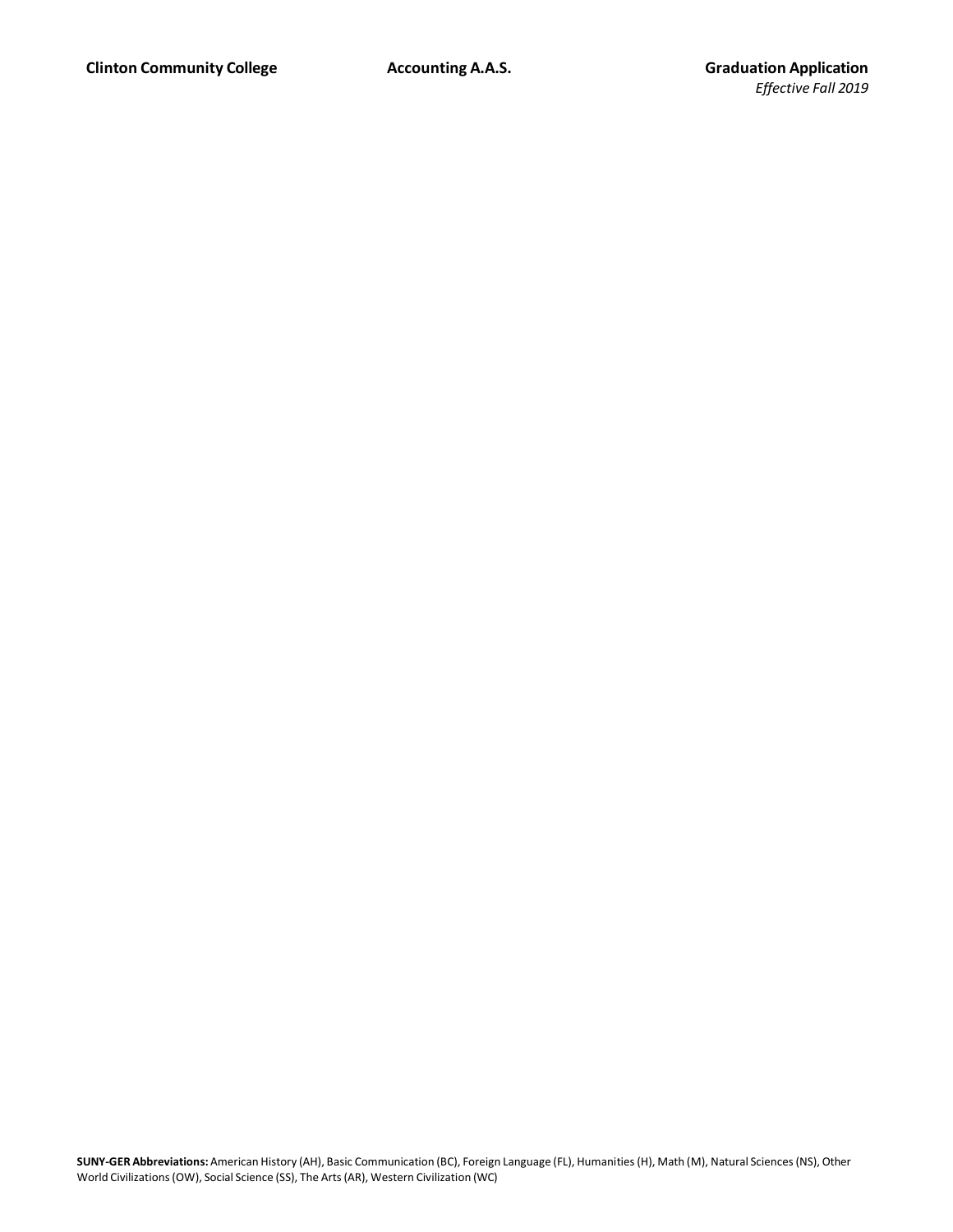**SUNY-GER Abbreviations:** American History (AH), Basic Communication (BC), Foreign Language (FL), Humanities (H), Math (M), Natural Sciences (NS), Other World Civilizations (OW), Social Science (SS), The Arts (AR), Western Civilization (WC)